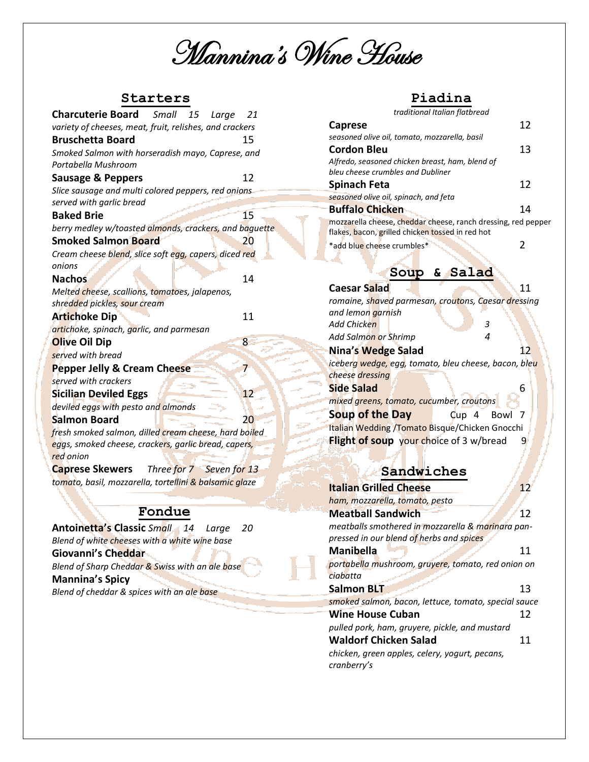# Mannina's Wine House

## Starters

**Charcuterie Board** *Small 15 Large 21*
*variety of cheeses, meat, fruit, relishes, and crackers*

**Bruschetta Board** 15
*Smoked Salmon with horseradish mayo, Caprese, and Portabella Mushroom*

**Sausage & Peppers** 12
*Slice sausage and multi colored peppers, red onions served with garlic bread*

**Baked Brie** 15
*berry medley w/toasted almonds, crackers, and baguette*

**Smoked Salmon Board** 20
*Cream cheese blend, slice soft egg, capers, diced red onions*

**Nachos** 14
*Melted cheese, scallions, tomatoes, jalapenos, shredded pickles, sour cream*

**Artichoke Dip** 11
*artichoke, spinach, garlic, and parmesan*

**Olive Oil Dip** 8
*served with bread*

**Pepper Jelly & Cream Cheese** 7
*served with crackers*

**Sicilian Deviled Eggs** 12
*deviled eggs with pesto and almonds*

**Salmon Board** 20
*fresh smoked salmon, dilled cream cheese, hard boiled eggs, smoked cheese, crackers, garlic bread, capers, red onion*

**Caprese Skewers** *Three for 7 Seven for 13*
*tomato, basil, mozzarella, tortellini & balsamic glaze*

## Fondue

**Antoinetta's Classic** *Small 14 Large 20*
*Blend of white cheeses with a white wine base*

**Giovanni's Cheddar**
*Blend of Sharp Cheddar & Swiss with an ale base*

**Mannina's Spicy**
*Blend of cheddar & spices with an ale base*

## Piadina

*traditional Italian flatbread*

**Caprese** 12
*seasoned olive oil, tomato, mozzarella, basil*

**Cordon Bleu** 13
*Alfredo, seasoned chicken breast, ham, blend of bleu cheese crumbles and Dubliner*

**Spinach Feta** 12
*seasoned olive oil, spinach, and feta*

**Buffalo Chicken** 14
mozzarella cheese, cheddar cheese, ranch dressing, red pepper flakes, bacon, grilled chicken tossed in red hot

*add blue cheese crumbles* 2

## Soup & Salad

**Caesar Salad** 11
*romaine, shaved parmesan, croutons, Caesar dressing and lemon garnish*
*Add Chicken* 3
*Add Salmon or Shrimp* 4

**Nina's Wedge Salad** 12
*iceberg wedge, egg, tomato, bleu cheese, bacon, bleu cheese dressing*

**Side Salad** 6
*mixed greens, tomato, cucumber, croutons*

**Soup of the Day** Cup 4 Bowl 7
Italian Wedding /Tomato Bisque/Chicken Gnocchi

**Flight of soup** your choice of 3 w/bread 9

## Sandwiches

**Italian Grilled Cheese** 12
*ham, mozzarella, tomato, pesto*

**Meatball Sandwich** 12
*meatballs smothered in mozzarella & marinara pan-pressed in our blend of herbs and spices*

**Manibella** 11
*portabella mushroom, gruyere, tomato, red onion on ciabatta*

**Salmon BLT** 13
*smoked salmon, bacon, lettuce, tomato, special sauce*

**Wine House Cuban** 12
*pulled pork, ham, gruyere, pickle, and mustard*

**Waldorf Chicken Salad** 11
*chicken, green apples, celery, yogurt, pecans, cranberry's*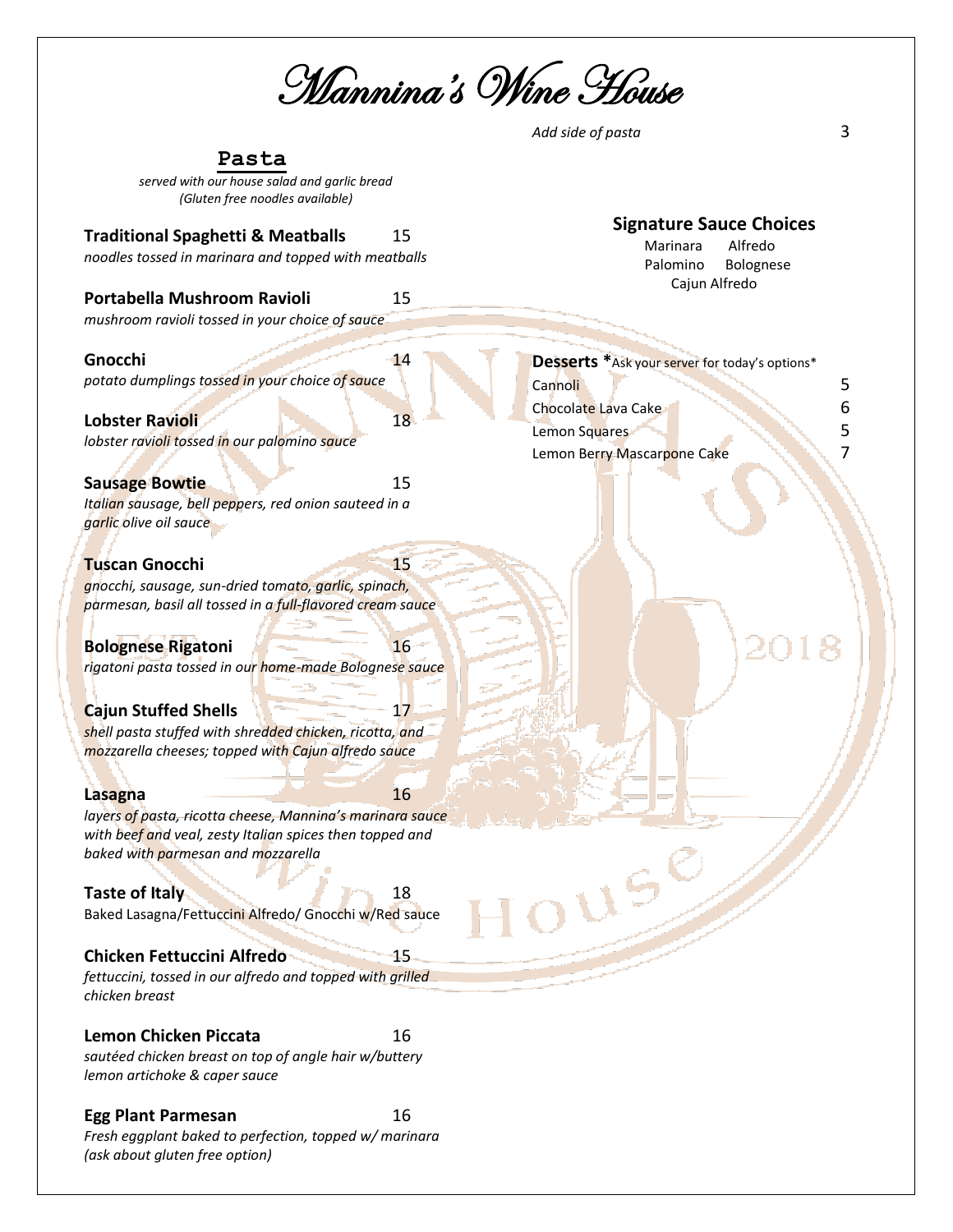# Mannina's Wine House

## Pasta

*served with our house salad and garlic bread*
*(Gluten free noodles available)*

**Traditional Spaghetti & Meatballs** 15
*noodles tossed in marinara and topped with meatballs*

**Portabella Mushroom Ravioli** 15
*mushroom ravioli tossed in your choice of sauce*

**Gnocchi** 14
*potato dumplings tossed in your choice of sauce*

**Lobster Ravioli** 18
*lobster ravioli tossed in our palomino sauce*

**Sausage Bowtie** 15
*Italian sausage, bell peppers, red onion sauteed in a garlic olive oil sauce*

**Tuscan Gnocchi** 15
*gnocchi, sausage, sun-dried tomato, garlic, spinach, parmesan, basil all tossed in a full-flavored cream sauce*

**Bolognese Rigatoni** 16
*rigatoni pasta tossed in our home-made Bolognese sauce*

**Cajun Stuffed Shells** 17
*shell pasta stuffed with shredded chicken, ricotta, and mozzarella cheeses; topped with Cajun alfredo sauce*

**Lasagna** 16
*layers of pasta, ricotta cheese, Mannina's marinara sauce with beef and veal, zesty Italian spices then topped and baked with parmesan and mozzarella*

**Taste of Italy** 18
Baked Lasagna/Fettuccini Alfredo/ Gnocchi w/Red sauce

**Chicken Fettuccini Alfredo** 15
*fettuccini, tossed in our alfredo and topped with grilled chicken breast*

**Lemon Chicken Piccata** 16
*sautéed chicken breast on top of angle hair w/buttery lemon artichoke & caper sauce*

**Egg Plant Parmesan** 16
*Fresh eggplant baked to perfection, topped w/ marinara (ask about gluten free option)*

*Add side of pasta* 3

### Signature Sauce Choices

Marinara  Alfredo
Palomino  Bolognese
Cajun Alfredo

**Desserts** ***Ask your server for today's options***

| | |
|---|---|
| Cannoli | 5 |
| Chocolate Lava Cake | 6 |
| Lemon Squares | 5 |
| Lemon Berry Mascarpone Cake | 7 |